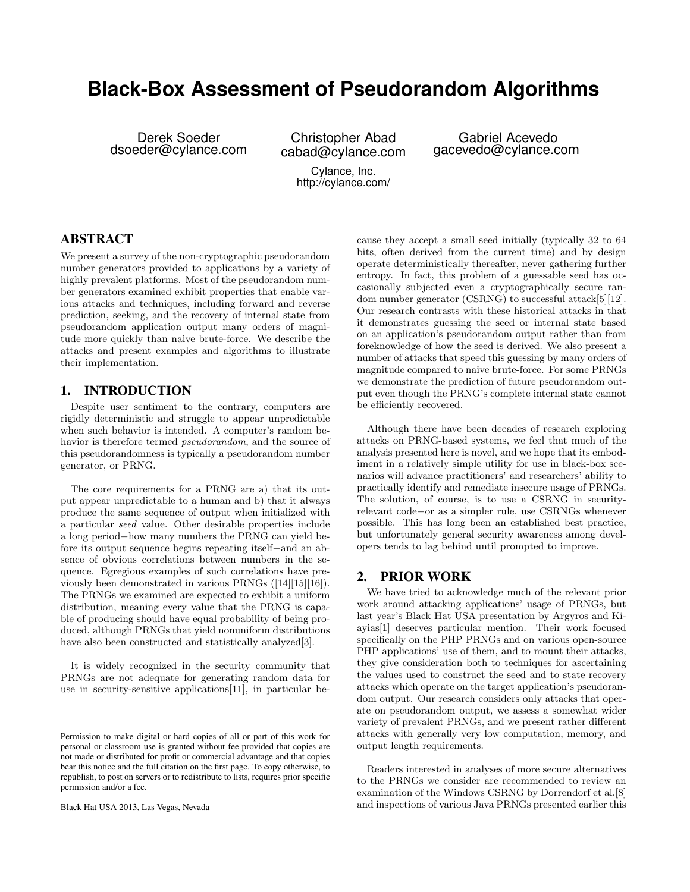# Black-Box Assessment of Pseudorandom Algorithms

Derek Soeder
dsoeder@cylance.com

Christopher Abad
cabad@cylance.com

Gabriel Acevedo
gacevedo@cylance.com

Cylance, Inc.
http://cylance.com/

## ABSTRACT

We present a survey of the non-cryptographic pseudorandom number generators provided to applications by a variety of highly prevalent platforms. Most of the pseudorandom number generators examined exhibit properties that enable various attacks and techniques, including forward and reverse prediction, seeking, and the recovery of internal state from pseudorandom application output many orders of magnitude more quickly than naive brute-force. We describe the attacks and present examples and algorithms to illustrate their implementation.

## 1. INTRODUCTION

Despite user sentiment to the contrary, computers are rigidly deterministic and struggle to appear unpredictable when such behavior is intended. A computer's random behavior is therefore termed *pseudorandom*, and the source of this pseudorandomness is typically a pseudorandom number generator, or PRNG.

The core requirements for a PRNG are a) that its output appear unpredictable to a human and b) that it always produce the same sequence of output when initialized with a particular *seed* value. Other desirable properties include a long period−how many numbers the PRNG can yield before its output sequence begins repeating itself−and an absence of obvious correlations between numbers in the sequence. Egregious examples of such correlations have previously been demonstrated in various PRNGs ([14][15][16]). The PRNGs we examined are expected to exhibit a uniform distribution, meaning every value that the PRNG is capable of producing should have equal probability of being produced, although PRNGs that yield nonuniform distributions have also been constructed and statistically analyzed[3].

It is widely recognized in the security community that PRNGs are not adequate for generating random data for use in security-sensitive applications[11], in particular because they accept a small seed initially (typically 32 to 64 bits, often derived from the current time) and by design operate deterministically thereafter, never gathering further entropy. In fact, this problem of a guessable seed has occasionally subjected even a cryptographically secure random number generator (CSRNG) to successful attack[5][12]. Our research contrasts with these historical attacks in that it demonstrates guessing the seed or internal state based on an application's pseudorandom output rather than from foreknowledge of how the seed is derived. We also present a number of attacks that speed this guessing by many orders of magnitude compared to naive brute-force. For some PRNGs we demonstrate the prediction of future pseudorandom output even though the PRNG's complete internal state cannot be efficiently recovered.

Although there have been decades of research exploring attacks on PRNG-based systems, we feel that much of the analysis presented here is novel, and we hope that its embodiment in a relatively simple utility for use in black-box scenarios will advance practitioners' and researchers' ability to practically identify and remediate insecure usage of PRNGs. The solution, of course, is to use a CSRNG in security-relevant code−or as a simpler rule, use CSRNGs whenever possible. This has long been an established best practice, but unfortunately general security awareness among developers tends to lag behind until prompted to improve.

## 2. PRIOR WORK

We have tried to acknowledge much of the relevant prior work around attacking applications' usage of PRNGs, but last year's Black Hat USA presentation by Argyros and Kiayias[1] deserves particular mention. Their work focused specifically on the PHP PRNGs and on various open-source PHP applications' use of them, and to mount their attacks, they give consideration both to techniques for ascertaining the values used to construct the seed and to state recovery attacks which operate on the target application's pseudorandom output. Our research considers only attacks that operate on pseudorandom output, we assess a somewhat wider variety of prevalent PRNGs, and we present rather different attacks with generally very low computation, memory, and output length requirements.

Readers interested in analyses of more secure alternatives to the PRNGs we consider are recommended to review an examination of the Windows CSRNG by Dorrendorf et al.[8] and inspections of various Java PRNGs presented earlier this

Permission to make digital or hard copies of all or part of this work for personal or classroom use is granted without fee provided that copies are not made or distributed for profit or commercial advantage and that copies bear this notice and the full citation on the first page. To copy otherwise, to republish, to post on servers or to redistribute to lists, requires prior specific permission and/or a fee.

Black Hat USA 2013, Las Vegas, Nevada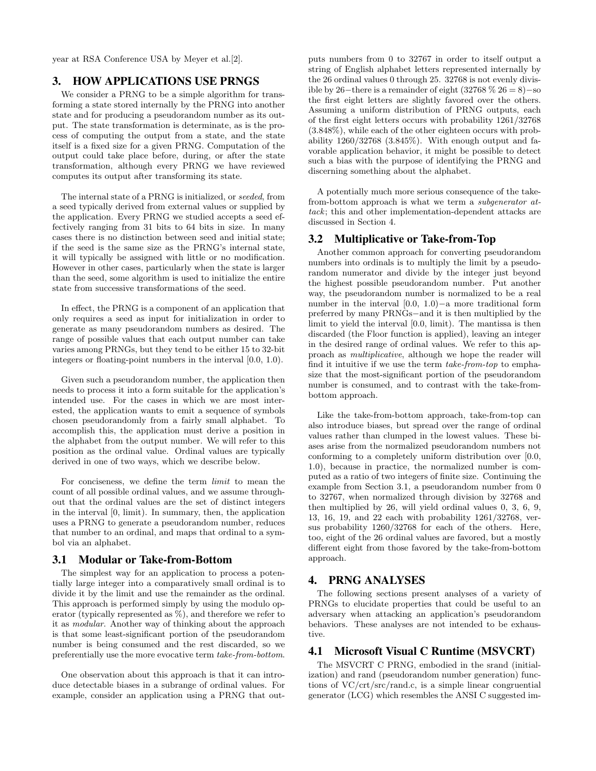year at RSA Conference USA by Meyer et al.[2].

## 3. HOW APPLICATIONS USE PRNGS

We consider a PRNG to be a simple algorithm for transforming a state stored internally by the PRNG into another state and for producing a pseudorandom number as its output. The state transformation is determinate, as is the process of computing the output from a state, and the state itself is a fixed size for a given PRNG. Computation of the output could take place before, during, or after the state transformation, although every PRNG we have reviewed computes its output after transforming its state.

The internal state of a PRNG is initialized, or *seeded*, from a seed typically derived from external values or supplied by the application. Every PRNG we studied accepts a seed effectively ranging from 31 bits to 64 bits in size. In many cases there is no distinction between seed and initial state; if the seed is the same size as the PRNG's internal state, it will typically be assigned with little or no modification. However in other cases, particularly when the state is larger than the seed, some algorithm is used to initialize the entire state from successive transformations of the seed.

In effect, the PRNG is a component of an application that only requires a seed as input for initialization in order to generate as many pseudorandom numbers as desired. The range of possible values that each output number can take varies among PRNGs, but they tend to be either 15 to 32-bit integers or floating-point numbers in the interval [0.0, 1.0).

Given such a pseudorandom number, the application then needs to process it into a form suitable for the application's intended use. For the cases in which we are most interested, the application wants to emit a sequence of symbols chosen pseudorandomly from a fairly small alphabet. To accomplish this, the application must derive a position in the alphabet from the output number. We will refer to this position as the ordinal value. Ordinal values are typically derived in one of two ways, which we describe below.

For conciseness, we define the term *limit* to mean the count of all possible ordinal values, and we assume throughout that the ordinal values are the set of distinct integers in the interval [0, limit). In summary, then, the application uses a PRNG to generate a pseudorandom number, reduces that number to an ordinal, and maps that ordinal to a symbol via an alphabet.

### 3.1 Modular or Take-from-Bottom

The simplest way for an application to process a potentially large integer into a comparatively small ordinal is to divide it by the limit and use the remainder as the ordinal. This approach is performed simply by using the modulo operator (typically represented as %), and therefore we refer to it as *modular*. Another way of thinking about the approach is that some least-significant portion of the pseudorandom number is being consumed and the rest discarded, so we preferentially use the more evocative term *take-from-bottom*.

One observation about this approach is that it can introduce detectable biases in a subrange of ordinal values. For example, consider an application using a PRNG that outputs numbers from 0 to 32767 in order to itself output a string of English alphabet letters represented internally by the 26 ordinal values 0 through 25. 32768 is not evenly divisible by 26−there is a remainder of eight (32768 % 26 = 8)−so the first eight letters are slightly favored over the others. Assuming a uniform distribution of PRNG outputs, each of the first eight letters occurs with probability 1261/32768 (3.848%), while each of the other eighteen occurs with probability 1260/32768 (3.845%). With enough output and favorable application behavior, it might be possible to detect such a bias with the purpose of identifying the PRNG and discerning something about the alphabet.

A potentially much more serious consequence of the take-from-bottom approach is what we term a *subgenerator attack*; this and other implementation-dependent attacks are discussed in Section 4.

### 3.2 Multiplicative or Take-from-Top

Another common approach for converting pseudorandom numbers into ordinals is to multiply the limit by a pseudorandom numerator and divide by the integer just beyond the highest possible pseudorandom number. Put another way, the pseudorandom number is normalized to be a real number in the interval [0.0, 1.0)−a more traditional form preferred by many PRNGs−and it is then multiplied by the limit to yield the interval [0.0, limit). The mantissa is then discarded (the Floor function is applied), leaving an integer in the desired range of ordinal values. We refer to this approach as *multiplicative*, although we hope the reader will find it intuitive if we use the term *take-from-top* to emphasize that the most-significant portion of the pseudorandom number is consumed, and to contrast with the take-from-bottom approach.

Like the take-from-bottom approach, take-from-top can also introduce biases, but spread over the range of ordinal values rather than clumped in the lowest values. These biases arise from the normalized pseudorandom numbers not conforming to a completely uniform distribution over [0.0, 1.0), because in practice, the normalized number is computed as a ratio of two integers of finite size. Continuing the example from Section 3.1, a pseudorandom number from 0 to 32767, when normalized through division by 32768 and then multiplied by 26, will yield ordinal values 0, 3, 6, 9, 13, 16, 19, and 22 each with probability 1261/32768, versus probability 1260/32768 for each of the others. Here, too, eight of the 26 ordinal values are favored, but a mostly different eight from those favored by the take-from-bottom approach.

## 4. PRNG ANALYSES

The following sections present analyses of a variety of PRNGs to elucidate properties that could be useful to an adversary when attacking an application's pseudorandom behaviors. These analyses are not intended to be exhaustive.

### 4.1 Microsoft Visual C Runtime (MSVCRT)

The MSVCRT C PRNG, embodied in the srand (initialization) and rand (pseudorandom number generation) functions of VC/crt/src/rand.c, is a simple linear congruential generator (LCG) which resembles the ANSI C suggested im-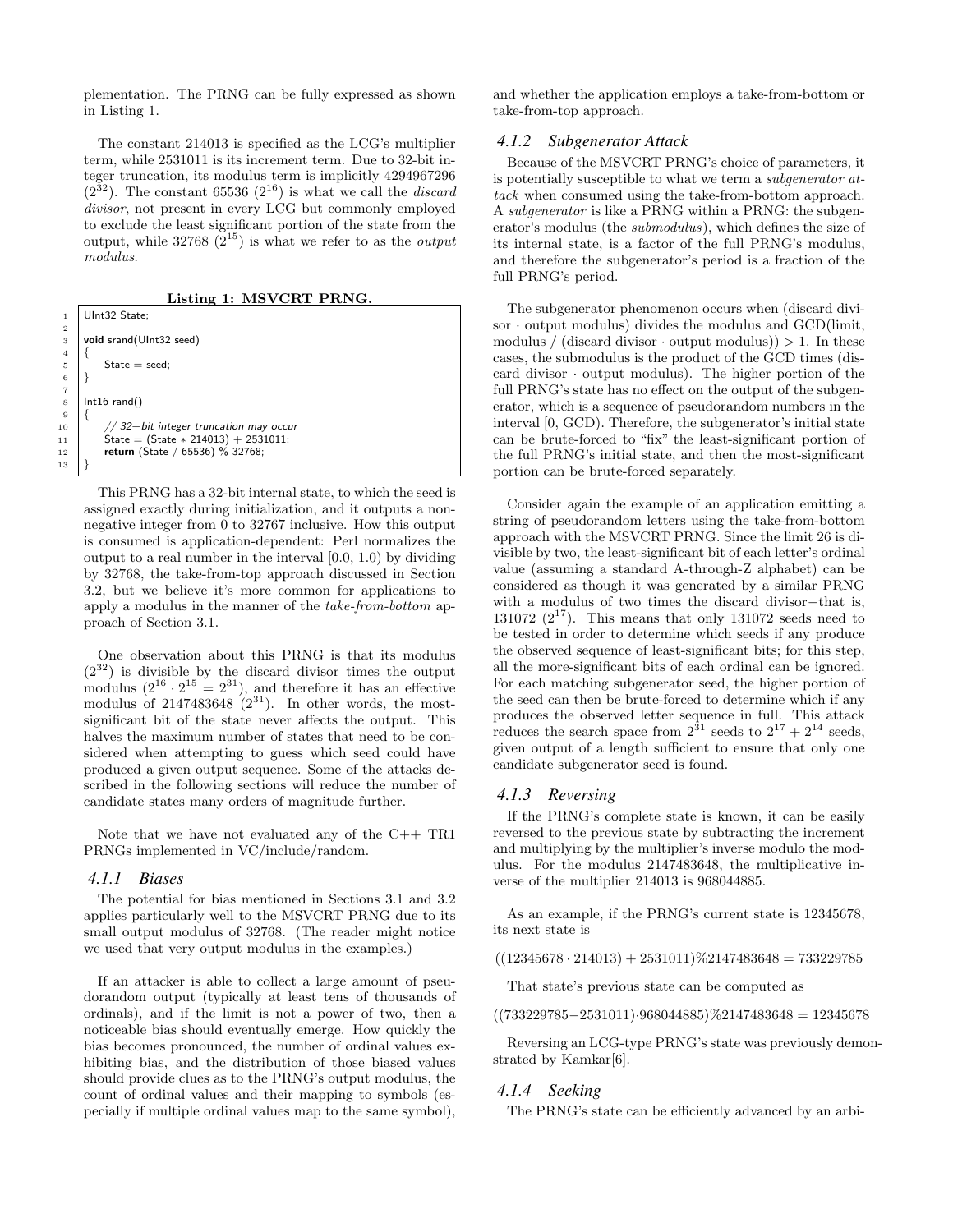plementation. The PRNG can be fully expressed as shown in Listing 1.

The constant 214013 is specified as the LCG's multiplier term, while 2531011 is its increment term. Due to 32-bit integer truncation, its modulus term is implicitly 4294967296 ($2^{32}$). The constant 65536 ($2^{16}$) is what we call the *discard divisor*, not present in every LCG but commonly employed to exclude the least significant portion of the state from the output, while 32768 ($2^{15}$) is what we refer to as the *output modulus*.

**Listing 1: MSVCRT PRNG.**

```
UInt32 State;

void srand(UInt32 seed)
{
    State = seed;
}

Int16 rand()
{
    // 32-bit integer truncation may occur
    State = (State * 214013) + 2531011;
    return (State / 65536) % 32768;
}
```

This PRNG has a 32-bit internal state, to which the seed is assigned exactly during initialization, and it outputs a non-negative integer from 0 to 32767 inclusive. How this output is consumed is application-dependent: Perl normalizes the output to a real number in the interval [0.0, 1.0) by dividing by 32768, the take-from-top approach discussed in Section 3.2, but we believe it's more common for applications to apply a modulus in the manner of the *take-from-bottom* approach of Section 3.1.

One observation about this PRNG is that its modulus ($2^{32}$) is divisible by the discard divisor times the output modulus ($2^{16} \cdot 2^{15} = 2^{31}$), and therefore it has an effective modulus of 2147483648 ($2^{31}$). In other words, the most-significant bit of the state never affects the output. This halves the maximum number of states that need to be considered when attempting to guess which seed could have produced a given output sequence. Some of the attacks described in the following sections will reduce the number of candidate states many orders of magnitude further.

Note that we have not evaluated any of the C++ TR1 PRNGs implemented in VC/include/random.

### 4.1.1 Biases

The potential for bias mentioned in Sections 3.1 and 3.2 applies particularly well to the MSVCRT PRNG due to its small output modulus of 32768. (The reader might notice we used that very output modulus in the examples.)

If an attacker is able to collect a large amount of pseudorandom output (typically at least tens of thousands of ordinals), and if the limit is not a power of two, then a noticeable bias should eventually emerge. How quickly the bias becomes pronounced, the number of ordinal values exhibiting bias, and the distribution of those biased values should provide clues as to the PRNG's output modulus, the count of ordinal values and their mapping to symbols (especially if multiple ordinal values map to the same symbol), and whether the application employs a take-from-bottom or take-from-top approach.

### 4.1.2 Subgenerator Attack

Because of the MSVCRT PRNG's choice of parameters, it is potentially susceptible to what we term a *subgenerator attack* when consumed using the take-from-bottom approach. A *subgenerator* is like a PRNG within a PRNG: the subgenerator's modulus (the *submodulus*), which defines the size of its internal state, is a factor of the full PRNG's modulus, and therefore the subgenerator's period is a fraction of the full PRNG's period.

The subgenerator phenomenon occurs when (discard divisor · output modulus) divides the modulus and GCD(limit, modulus / (discard divisor · output modulus)) > 1. In these cases, the submodulus is the product of the GCD times (discard divisor · output modulus). The higher portion of the full PRNG's state has no effect on the output of the subgenerator, which is a sequence of pseudorandom numbers in the interval [0, GCD). Therefore, the subgenerator's initial state can be brute-forced to "fix" the least-significant portion of the full PRNG's initial state, and then the most-significant portion can be brute-forced separately.

Consider again the example of an application emitting a string of pseudorandom letters using the take-from-bottom approach with the MSVCRT PRNG. Since the limit 26 is divisible by two, the least-significant bit of each letter's ordinal value (assuming a standard A-through-Z alphabet) can be considered as though it was generated by a similar PRNG with a modulus of two times the discard divisor−that is, 131072 ($2^{17}$). This means that only 131072 seeds need to be tested in order to determine which seeds if any produce the observed sequence of least-significant bits; for this step, all the more-significant bits of each ordinal can be ignored. For each matching subgenerator seed, the higher portion of the seed can then be brute-forced to determine which if any produces the observed letter sequence in full. This attack reduces the search space from $2^{31}$ seeds to $2^{17} + 2^{14}$ seeds, given output of a length sufficient to ensure that only one candidate subgenerator seed is found.

### 4.1.3 Reversing

If the PRNG's complete state is known, it can be easily reversed to the previous state by subtracting the increment and multiplying by the multiplier's inverse modulo the modulus. For the modulus 2147483648, the multiplicative inverse of the multiplier 214013 is 968044885.

As an example, if the PRNG's current state is 12345678, its next state is

$$((12345678 \cdot 214013) + 2531011)\%2147483648 = 733229785$$

That state's previous state can be computed as

$$((733229785 - 2531011) \cdot 968044885)\%2147483648 = 12345678$$

Reversing an LCG-type PRNG's state was previously demonstrated by Kamkar[6].

### 4.1.4 Seeking

The PRNG's state can be efficiently advanced by an arbi-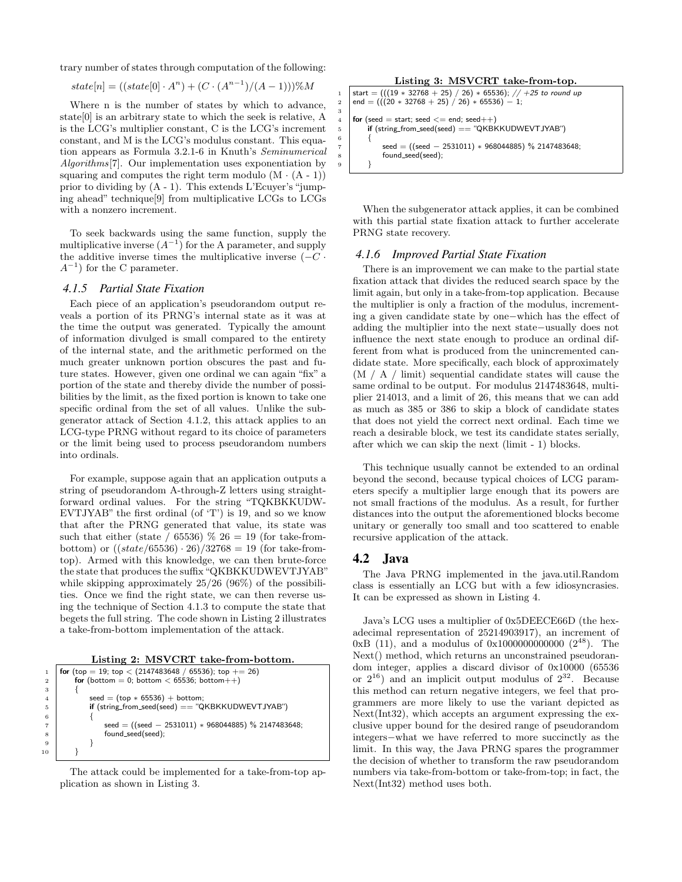trary number of states through computation of the following:

$$state[n] = ((state[0] \cdot A^n) + (C \cdot (A^{n-1})/(A-1)))\%M$$

Where n is the number of states by which to advance, state[0] is an arbitrary state to which the seek is relative, A is the LCG's multiplier constant, C is the LCG's increment constant, and M is the LCG's modulus constant. This equation appears as Formula 3.2.1-6 in Knuth's *Seminumerical Algorithms*[7]. Our implementation uses exponentiation by squaring and computes the right term modulo $(M \cdot (A - 1))$ prior to dividing by $(A - 1)$. This extends L'Ecuyer's "jumping ahead" technique[9] from multiplicative LCGs to LCGs with a nonzero increment.

To seek backwards using the same function, supply the multiplicative inverse $(A^{-1})$ for the A parameter, and supply the additive inverse times the multiplicative inverse $(-C \cdot A^{-1})$ for the C parameter.

### *4.1.5 Partial State Fixation*

Each piece of an application's pseudorandom output reveals a portion of its PRNG's internal state as it was at the time the output was generated. Typically the amount of information divulged is small compared to the entirety of the internal state, and the arithmetic performed on the much greater unknown portion obscures the past and future states. However, given one ordinal we can again "fix" a portion of the state and thereby divide the number of possibilities by the limit, as the fixed portion is known to take one specific ordinal from the set of all values. Unlike the subgenerator attack of Section 4.1.2, this attack applies to an LCG-type PRNG without regard to its choice of parameters or the limit being used to process pseudorandom numbers into ordinals.

For example, suppose again that an application outputs a string of pseudorandom A-through-Z letters using straightforward ordinal values. For the string "TQKBKKUDWEVTJYAB" the first ordinal (of 'T') is 19, and so we know that after the PRNG generated that value, its state was such that either (state / 65536) % 26 = 19 (for take-from-bottom) or $((state/65536) \cdot 26)/32768 = 19$ (for take-from-top). Armed with this knowledge, we can then brute-force the state that produces the suffix "QKBKKUDWEVTJYAB" while skipping approximately 25/26 (96%) of the possibilities. Once we find the right state, we can then reverse using the technique of Section 4.1.3 to compute the state that begets the full string. The code shown in Listing 2 illustrates a take-from-bottom implementation of the attack.

**Listing 2: MSVCRT take-from-bottom.**

```
for (top = 19; top < (2147483648 / 65536); top += 26)
    for (bottom = 0; bottom < 65536; bottom++)
    {
        seed = (top * 65536) + bottom;
        if (string_from_seed(seed) == "QKBKKUDWEVTJYAB")
        {
            seed = ((seed − 2531011) * 968044885) % 2147483648;
            found_seed(seed);
        }
    }
```

The attack could be implemented for a take-from-top application as shown in Listing 3.

**Listing 3: MSVCRT take-from-top.**

```
start = (((19 * 32768 + 25) / 26) * 65536); // +25 to round up
end = (((20 * 32768 + 25) / 26) * 65536) − 1;

for (seed = start; seed <= end; seed++)
    if (string_from_seed(seed) == "QKBKKUDWEVTJYAB")
    {
        seed = ((seed − 2531011) * 968044885) % 2147483648;
        found_seed(seed);
    }
```

When the subgenerator attack applies, it can be combined with this partial state fixation attack to further accelerate PRNG state recovery.

### *4.1.6 Improved Partial State Fixation*

There is an improvement we can make to the partial state fixation attack that divides the reduced search space by the limit again, but only in a take-from-top application. Because the multiplier is only a fraction of the modulus, incrementing a given candidate state by one−which has the effect of adding the multiplier into the next state−usually does not influence the next state enough to produce an ordinal different from what is produced from the unincremented candidate state. More specifically, each block of approximately (M / A / limit) sequential candidate states will cause the same ordinal to be output. For modulus 2147483648, multiplier 214013, and a limit of 26, this means that we can add as much as 385 or 386 to skip a block of candidate states that does not yield the correct next ordinal. Each time we reach a desirable block, we test its candidate states serially, after which we can skip the next (limit - 1) blocks.

This technique usually cannot be extended to an ordinal beyond the second, because typical choices of LCG parameters specify a multiplier large enough that its powers are not small fractions of the modulus. As a result, for further distances into the output the aforementioned blocks become unitary or generally too small and too scattered to enable recursive application of the attack.

## 4.2 Java

The Java PRNG implemented in the java.util.Random class is essentially an LCG but with a few idiosyncrasies. It can be expressed as shown in Listing 4.

Java's LCG uses a multiplier of 0x5DEECE66D (the hexadecimal representation of 25214903917), an increment of 0xB (11), and a modulus of 0x1000000000000 ($2^{48}$). The Next() method, which returns an unconstrained pseudorandom integer, applies a discard divisor of 0x10000 (65536 or $2^{16}$) and an implicit output modulus of $2^{32}$. Because this method can return negative integers, we feel that programmers are more likely to use the variant depicted as Next(Int32), which accepts an argument expressing the exclusive upper bound for the desired range of pseudorandom integers−what we have referred to more succinctly as the limit. In this way, the Java PRNG spares the programmer the decision of whether to transform the raw pseudorandom numbers via take-from-bottom or take-from-top; in fact, the Next(Int32) method uses both.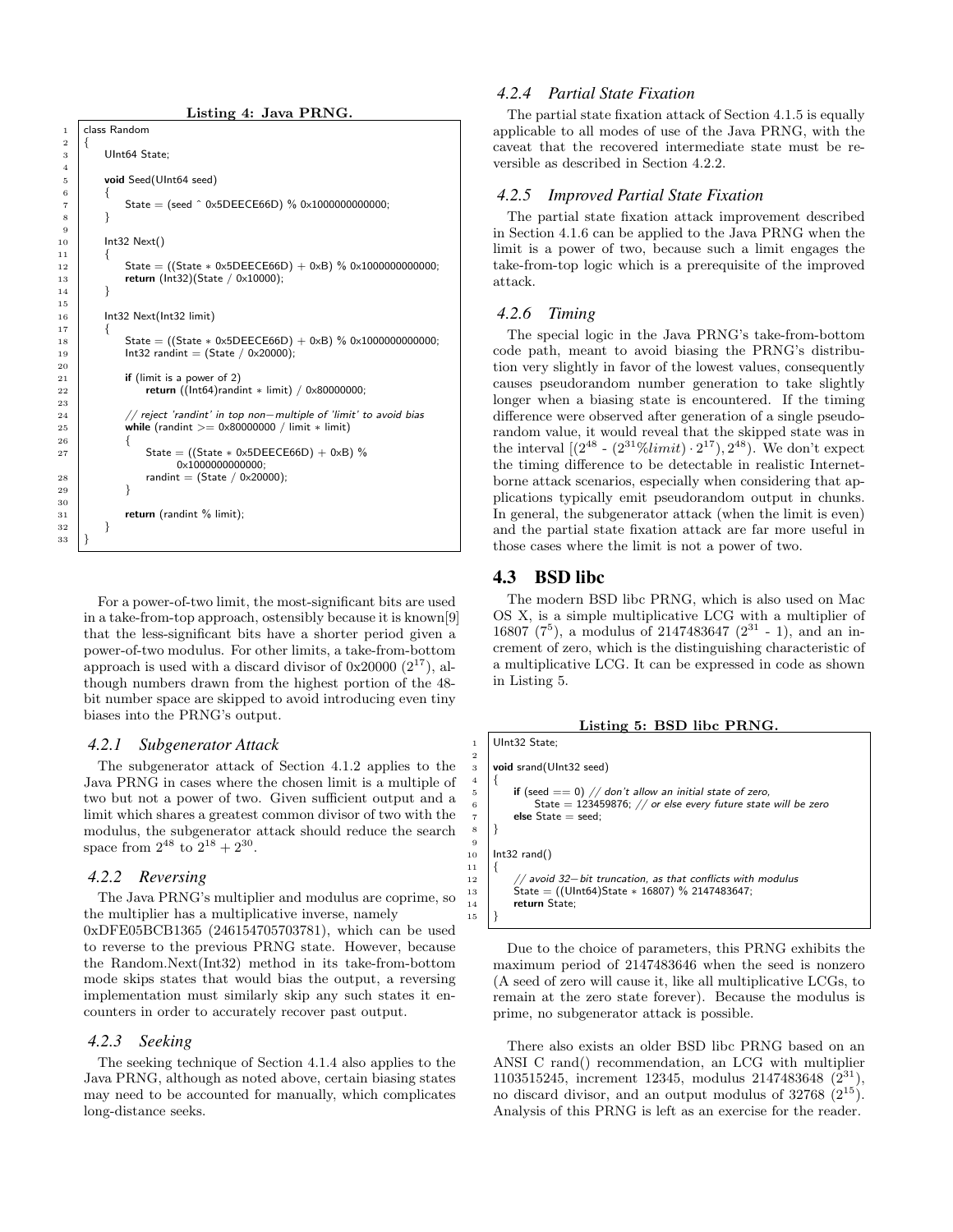**Listing 4: Java PRNG.**

```
class Random
{
    UInt64 State;

    void Seed(UInt64 seed)
    {
        State = (seed ^ 0x5DEECE66D) % 0x1000000000000;
    }

    Int32 Next()
    {
        State = ((State * 0x5DEECE66D) + 0xB) % 0x1000000000000;
        return (Int32)(State / 0x10000);
    }

    Int32 Next(Int32 limit)
    {
        State = ((State * 0x5DEECE66D) + 0xB) % 0x1000000000000;
        Int32 randint = (State / 0x20000);

        if (limit is a power of 2)
            return ((Int64)randint * limit) / 0x80000000;

        // reject 'randint' in top non−multiple of 'limit' to avoid bias
        while (randint >= 0x80000000 / limit * limit)
        {
            State = ((State * 0x5DEECE66D) + 0xB) %
                0x1000000000000;
            randint = (State / 0x20000);
        }

        return (randint % limit);
    }
}
```

For a power-of-two limit, the most-significant bits are used in a take-from-top approach, ostensibly because it is known[9] that the less-significant bits have a shorter period given a power-of-two modulus. For other limits, a take-from-bottom approach is used with a discard divisor of 0x20000 ($2^{17}$), although numbers drawn from the highest portion of the 48-bit number space are skipped to avoid introducing even tiny biases into the PRNG's output.

### 4.2.1 Subgenerator Attack

The subgenerator attack of Section 4.1.2 applies to the Java PRNG in cases where the chosen limit is a multiple of two but not a power of two. Given sufficient output and a limit which shares a greatest common divisor of two with the modulus, the subgenerator attack should reduce the search space from $2^{48}$ to $2^{18} + 2^{30}$.

### 4.2.2 Reversing

The Java PRNG's multiplier and modulus are coprime, so the multiplier has a multiplicative inverse, namely 0xDFE05BCB1365 (246154705703781), which can be used to reverse to the previous PRNG state. However, because the Random.Next(Int32) method in its take-from-bottom mode skips states that would bias the output, a reversing implementation must similarly skip any such states it encounters in order to accurately recover past output.

### 4.2.3 Seeking

The seeking technique of Section 4.1.4 also applies to the Java PRNG, although as noted above, certain biasing states may need to be accounted for manually, which complicates long-distance seeks.

### 4.2.4 Partial State Fixation

The partial state fixation attack of Section 4.1.5 is equally applicable to all modes of use of the Java PRNG, with the caveat that the recovered intermediate state must be reversible as described in Section 4.2.2.

### 4.2.5 Improved Partial State Fixation

The partial state fixation attack improvement described in Section 4.1.6 can be applied to the Java PRNG when the limit is a power of two, because such a limit engages the take-from-top logic which is a prerequisite of the improved attack.

### 4.2.6 Timing

The special logic in the Java PRNG's take-from-bottom code path, meant to avoid biasing the PRNG's distribution very slightly in favor of the lowest values, consequently causes pseudorandom number generation to take slightly longer when a biasing state is encountered. If the timing difference were observed after generation of a single pseudorandom value, it would reveal that the skipped state was in the interval $[(2^{48} - (2^{31}\%limit) \cdot 2^{17}), 2^{48})$. We don't expect the timing difference to be detectable in realistic Internet-borne attack scenarios, especially when considering that applications typically emit pseudorandom output in chunks. In general, the subgenerator attack (when the limit is even) and the partial state fixation attack are far more useful in those cases where the limit is not a power of two.

## 4.3 BSD libc

The modern BSD libc PRNG, which is also used on Mac OS X, is a simple multiplicative LCG with a multiplier of 16807 ($7^5$), a modulus of 2147483647 ($2^{31}$ - 1), and an increment of zero, which is the distinguishing characteristic of a multiplicative LCG. It can be expressed in code as shown in Listing 5.

**Listing 5: BSD libc PRNG.**

```
UInt32 State;

void srand(UInt32 seed)
{
    if (seed == 0) // don't allow an initial state of zero,
        State = 123459876; // or else every future state will be zero
    else State = seed;
}

Int32 rand()
{
    // avoid 32−bit truncation, as that conflicts with modulus
    State = ((UInt64)State * 16807) % 2147483647;
    return State;
}
```

Due to the choice of parameters, this PRNG exhibits the maximum period of 2147483646 when the seed is nonzero (A seed of zero will cause it, like all multiplicative LCGs, to remain at the zero state forever). Because the modulus is prime, no subgenerator attack is possible.

There also exists an older BSD libc PRNG based on an ANSI C rand() recommendation, an LCG with multiplier 1103515245, increment 12345, modulus 2147483648 ($2^{31}$), no discard divisor, and an output modulus of 32768 ($2^{15}$). Analysis of this PRNG is left as an exercise for the reader.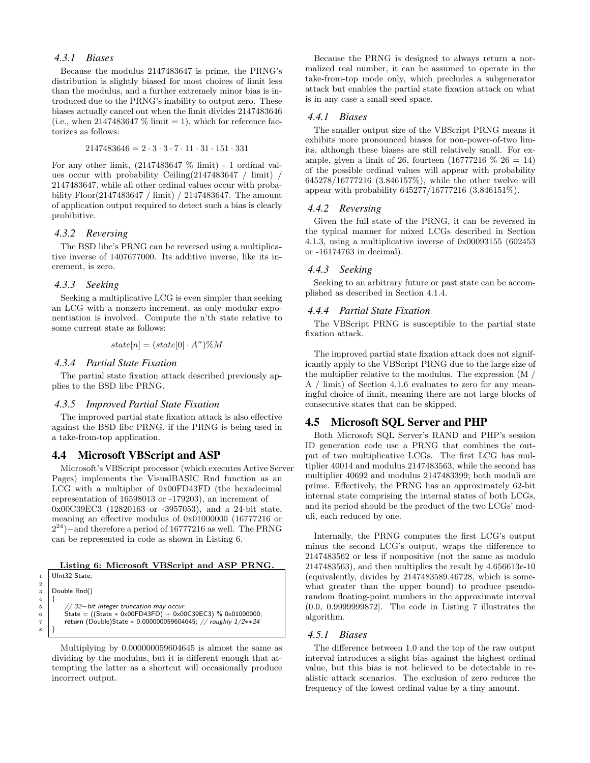#### 4.3.1 Biases

Because the modulus 2147483647 is prime, the PRNG's distribution is slightly biased for most choices of limit less than the modulus, and a further extremely minor bias is introduced due to the PRNG's inability to output zero. These biases actually cancel out when the limit divides 2147483646 (i.e., when 2147483647 % limit = 1), which for reference factorizes as follows:

$$2147483646 = 2 \cdot 3 \cdot 3 \cdot 7 \cdot 11 \cdot 31 \cdot 151 \cdot 331$$

For any other limit, (2147483647 % limit) - 1 ordinal values occur with probability Ceiling(2147483647 / limit) / 2147483647, while all other ordinal values occur with probability Floor(2147483647 / limit) / 2147483647. The amount of application output required to detect such a bias is clearly prohibitive.

#### 4.3.2 Reversing

The BSD libc's PRNG can be reversed using a multiplicative inverse of 1407677000. Its additive inverse, like its increment, is zero.

#### 4.3.3 Seeking

Seeking a multiplicative LCG is even simpler than seeking an LCG with a nonzero increment, as only modular exponentiation is involved. Compute the n'th state relative to some current state as follows:

$$state[n] = (state[0] \cdot A^n)\%M$$

#### 4.3.4 Partial State Fixation

The partial state fixation attack described previously applies to the BSD libc PRNG.

#### 4.3.5 Improved Partial State Fixation

The improved partial state fixation attack is also effective against the BSD libc PRNG, if the PRNG is being used in a take-from-top application.

### 4.4 Microsoft VBScript and ASP

Microsoft's VBScript processor (which executes Active Server Pages) implements the VisualBASIC Rnd function as an LCG with a multiplier of 0x00FD43FD (the hexadecimal representation of 16598013 or -179203), an increment of 0x00C39EC3 (12820163 or -3957053), and a 24-bit state, meaning an effective modulus of 0x01000000 (16777216 or $2^{24}$)—and therefore a period of 16777216 as well. The PRNG can be represented in code as shown in Listing 6.

**Listing 6: Microsoft VBScript and ASP PRNG.**

```
UInt32 State;

Double Rnd()
{
    // 32-bit integer truncation may occur
    State = ((State * 0x00FD43FD) + 0x00C39EC3) % 0x01000000;
    return (Double)State * 0.000000059604645; // roughly 1/2**24
}
```

Multiplying by 0.000000059604645 is almost the same as dividing by the modulus, but it is different enough that attempting the latter as a shortcut will occasionally produce incorrect output.

Because the PRNG is designed to always return a normalized real number, it can be assumed to operate in the take-from-top mode only, which precludes a subgenerator attack but enables the partial state fixation attack on what is in any case a small seed space.

#### 4.4.1 Biases

The smaller output size of the VBScript PRNG means it exhibits more pronounced biases for non-power-of-two limits, although these biases are still relatively small. For example, given a limit of 26, fourteen (16777216 % 26 = 14) of the possible ordinal values will appear with probability 645278/16777216 (3.846157%), while the other twelve will appear with probability 645277/16777216 (3.846151%).

#### 4.4.2 Reversing

Given the full state of the PRNG, it can be reversed in the typical manner for mixed LCGs described in Section 4.1.3, using a multiplicative inverse of 0x00093155 (602453 or -16174763 in decimal).

#### 4.4.3 Seeking

Seeking to an arbitrary future or past state can be accomplished as described in Section 4.1.4.

#### 4.4.4 Partial State Fixation

The VBScript PRNG is susceptible to the partial state fixation attack.

The improved partial state fixation attack does not significantly apply to the VBScript PRNG due to the large size of the multiplier relative to the modulus. The expression (M / A / limit) of Section 4.1.6 evaluates to zero for any meaningful choice of limit, meaning there are not large blocks of consecutive states that can be skipped.

### 4.5 Microsoft SQL Server and PHP

Both Microsoft SQL Server's RAND and PHP's session ID generation code use a PRNG that combines the output of two multiplicative LCGs. The first LCG has multiplier 40014 and modulus 2147483563, while the second has multiplier 40692 and modulus 2147483399; both moduli are prime. Effectively, the PRNG has an approximately 62-bit internal state comprising the internal states of both LCGs, and its period should be the product of the two LCGs' moduli, each reduced by one.

Internally, the PRNG computes the first LCG's output minus the second LCG's output, wraps the difference to 2147483562 or less if nonpositive (not the same as modulo 2147483563), and then multiplies the result by 4.656613e-10 (equivalently, divides by 2147483589.46728, which is somewhat greater than the upper bound) to produce pseudorandom floating-point numbers in the approximate interval (0.0, 0.9999999872]. The code in Listing 7 illustrates the algorithm.

#### 4.5.1 Biases

The difference between 1.0 and the top of the raw output interval introduces a slight bias against the highest ordinal value, but this bias is not believed to be detectable in realistic attack scenarios. The exclusion of zero reduces the frequency of the lowest ordinal value by a tiny amount.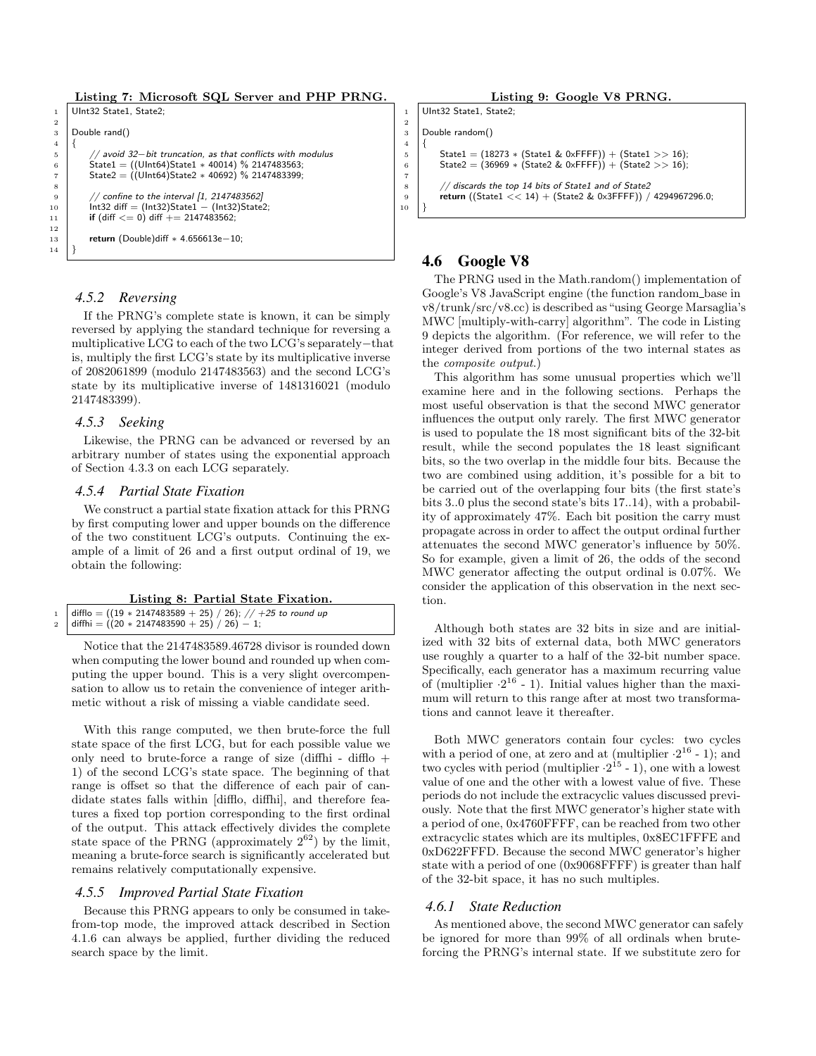**Listing 7: Microsoft SQL Server and PHP PRNG.**

```
UInt32 State1, State2;

Double rand()
{
    // avoid 32−bit truncation, as that conflicts with modulus
    State1 = ((UInt64)State1 * 40014) % 2147483563;
    State2 = ((UInt64)State2 * 40692) % 2147483399;

    // confine to the interval [1, 2147483562]
    Int32 diff = (Int32)State1 − (Int32)State2;
    if (diff <= 0) diff += 2147483562;

    return (Double)diff * 4.656613e−10;
}
```

### 4.5.2 Reversing

If the PRNG's complete state is known, it can be simply reversed by applying the standard technique for reversing a multiplicative LCG to each of the two LCG's separately−that is, multiply the first LCG's state by its multiplicative inverse of 2082061899 (modulo 2147483563) and the second LCG's state by its multiplicative inverse of 1481316021 (modulo 2147483399).

### 4.5.3 Seeking

Likewise, the PRNG can be advanced or reversed by an arbitrary number of states using the exponential approach of Section 4.3.3 on each LCG separately.

### 4.5.4 Partial State Fixation

We construct a partial state fixation attack for this PRNG by first computing lower and upper bounds on the difference of the two constituent LCG's outputs. Continuing the example of a limit of 26 and a first output ordinal of 19, we obtain the following:

**Listing 8: Partial State Fixation.**

```
difflo = ((19 * 2147483589 + 25) / 26); // +25 to round up
diffhi = ((20 * 2147483590 + 25) / 26) − 1;
```

Notice that the 2147483589.46728 divisor is rounded down when computing the lower bound and rounded up when computing the upper bound. This is a very slight overcompensation to allow us to retain the convenience of integer arithmetic without a risk of missing a viable candidate seed.

With this range computed, we then brute-force the full state space of the first LCG, but for each possible value we only need to brute-force a range of size (diffhi - difflo + 1) of the second LCG's state space. The beginning of that range is offset so that the difference of each pair of candidate states falls within [difflo, diffhi], and therefore features a fixed top portion corresponding to the first ordinal of the output. This attack effectively divides the complete state space of the PRNG (approximately $2^{62}$) by the limit, meaning a brute-force search is significantly accelerated but remains relatively computationally expensive.

### 4.5.5 Improved Partial State Fixation

Because this PRNG appears to only be consumed in take-from-top mode, the improved attack described in Section 4.1.6 can always be applied, further dividing the reduced search space by the limit.

**Listing 9: Google V8 PRNG.**

```
UInt32 State1, State2;

Double random()
{
    State1 = (18273 * (State1 & 0xFFFF)) + (State1 >> 16);
    State2 = (36969 * (State2 & 0xFFFF)) + (State2 >> 16);

    // discards the top 14 bits of State1 and of State2
    return ((State1 << 14) + (State2 & 0x3FFFF)) / 4294967296.0;
}
```

## 4.6 Google V8

The PRNG used in the Math.random() implementation of Google's V8 JavaScript engine (the function random_base in v8/trunk/src/v8.cc) is described as "using George Marsaglia's MWC [multiply-with-carry] algorithm". The code in Listing 9 depicts the algorithm. (For reference, we will refer to the integer derived from portions of the two internal states as the *composite output*.)

This algorithm has some unusual properties which we'll examine here and in the following sections. Perhaps the most useful observation is that the second MWC generator influences the output only rarely. The first MWC generator is used to populate the 18 most significant bits of the 32-bit result, while the second populates the 18 least significant bits, so the two overlap in the middle four bits. Because the two are combined using addition, it's possible for a bit to be carried out of the overlapping four bits (the first state's bits 3..0 plus the second state's bits 17..14), with a probability of approximately 47%. Each bit position the carry must propagate across in order to affect the output ordinal further attenuates the second MWC generator's influence by 50%. So for example, given a limit of 26, the odds of the second MWC generator affecting the output ordinal is 0.07%. We consider the application of this observation in the next section.

Although both states are 32 bits in size and are initialized with 32 bits of external data, both MWC generators use roughly a quarter to a half of the 32-bit number space. Specifically, each generator has a maximum recurring value of (multiplier $\cdot 2^{16}$ - 1). Initial values higher than the maximum will return to this range after at most two transformations and cannot leave it thereafter.

Both MWC generators contain four cycles: two cycles with a period of one, at zero and at (multiplier $\cdot 2^{16}$ - 1); and two cycles with period (multiplier $\cdot 2^{15}$ - 1), one with a lowest value of one and the other with a lowest value of five. These periods do not include the extracyclic values discussed previously. Note that the first MWC generator's higher state with a period of one, 0x4760FFFF, can be reached from two other extracyclic states which are its multiples, 0x8EC1FFFE and 0xD622FFFD. Because the second MWC generator's higher state with a period of one (0x9068FFFF) is greater than half of the 32-bit space, it has no such multiples.

### 4.6.1 State Reduction

As mentioned above, the second MWC generator can safely be ignored for more than 99% of all ordinals when brute-forcing the PRNG's internal state. If we substitute zero for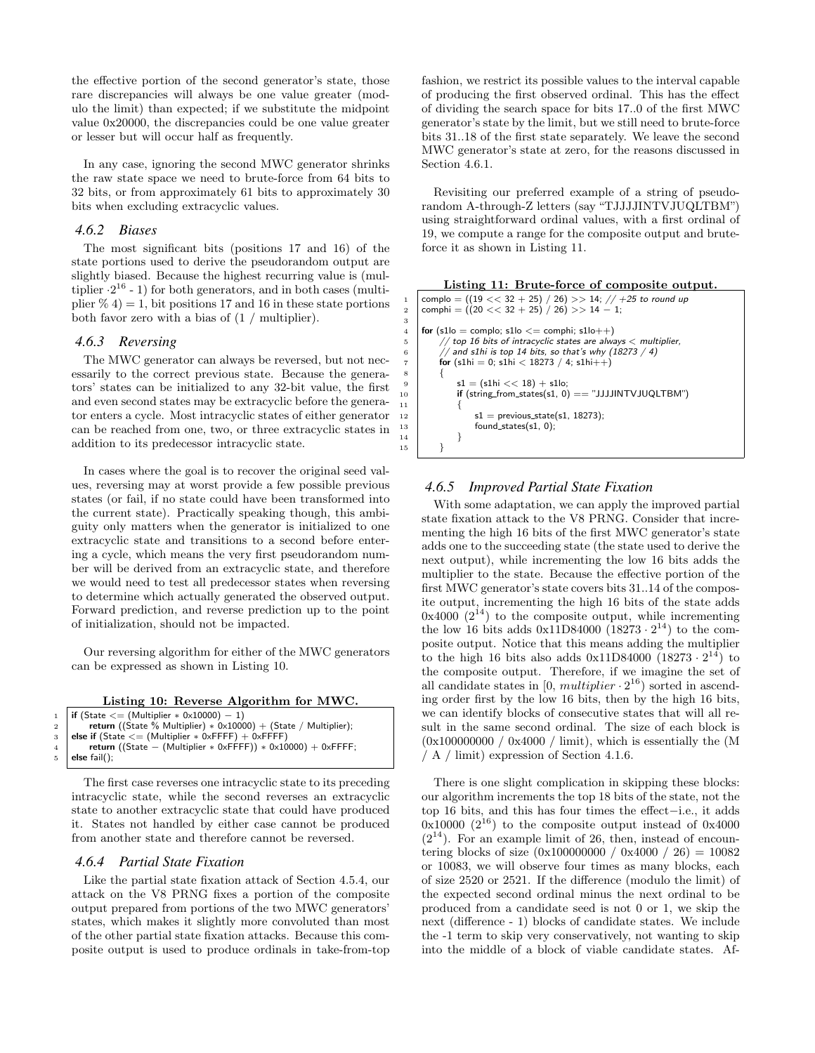the effective portion of the second generator's state, those rare discrepancies will always be one value greater (modulo the limit) than expected; if we substitute the midpoint value 0x20000, the discrepancies could be one value greater or lesser but will occur half as frequently.

In any case, ignoring the second MWC generator shrinks the raw state space we need to brute-force from 64 bits to 32 bits, or from approximately 61 bits to approximately 30 bits when excluding extracyclic values.

#### 4.6.2 Biases

The most significant bits (positions 17 and 16) of the state portions used to derive the pseudorandom output are slightly biased. Because the highest recurring value is (multiplier $\cdot 2^{16}$ - 1) for both generators, and in both cases (multiplier % 4) = 1, bit positions 17 and 16 in these state portions both favor zero with a bias of (1 / multiplier).

#### 4.6.3 Reversing

The MWC generator can always be reversed, but not necessarily to the correct previous state. Because the generators' states can be initialized to any 32-bit value, the first and even second states may be extracyclic before the generator enters a cycle. Most intracyclic states of either generator can be reached from one, two, or three extracyclic states in addition to its predecessor intracyclic state.

In cases where the goal is to recover the original seed values, reversing may at worst provide a few possible previous states (or fail, if no state could have been transformed into the current state). Practically speaking though, this ambiguity only matters when the generator is initialized to one extracyclic state and transitions to a second before entering a cycle, which means the very first pseudorandom number will be derived from an extracyclic state, and therefore we would need to test all predecessor states when reversing to determine which actually generated the observed output. Forward prediction, and reverse prediction up to the point of initialization, should not be impacted.

Our reversing algorithm for either of the MWC generators can be expressed as shown in Listing 10.

**Listing 10: Reverse Algorithm for MWC.**

```
if (State <= (Multiplier * 0x10000) − 1)
    return ((State % Multiplier) * 0x10000) + (State / Multiplier);
else if (State <= (Multiplier * 0xFFFF) + 0xFFFF)
    return ((State − (Multiplier * 0xFFFF)) * 0x10000) + 0xFFFF;
else fail();
```

The first case reverses one intracyclic state to its preceding intracyclic state, while the second reverses an extracyclic state to another extracyclic state that could have produced it. States not handled by either case cannot be produced from another state and therefore cannot be reversed.

#### 4.6.4 Partial State Fixation

Like the partial state fixation attack of Section 4.5.4, our attack on the V8 PRNG fixes a portion of the composite output prepared from portions of the two MWC generators' states, which makes it slightly more convoluted than most of the other partial state fixation attacks. Because this composite output is used to produce ordinals in take-from-top fashion, we restrict its possible values to the interval capable of producing the first observed ordinal. This has the effect of dividing the search space for bits 17..0 of the first MWC generator's state by the limit, but we still need to brute-force bits 31..18 of the first state separately. We leave the second MWC generator's state at zero, for the reasons discussed in Section 4.6.1.

Revisiting our preferred example of a string of pseudorandom A-through-Z letters (say "TJJJJINTVJUQLTBM") using straightforward ordinal values, with a first ordinal of 19, we compute a range for the composite output and brute-force it as shown in Listing 11.

**Listing 11: Brute-force of composite output.**

```
complo = ((19 << 32 + 25) / 26) >> 14; // +25 to round up
comphi = ((20 << 32 + 25) / 26) >> 14 − 1;

for (s1lo = complo; s1lo <= comphi; s1lo++)
    // top 16 bits of intracyclic states are always < multiplier,
    // and s1hi is top 14 bits, so that's why (18273 / 4)
    for (s1hi = 0; s1hi < 18273 / 4; s1hi++)
    {
        s1 = (s1hi << 18) + s1lo;
        if (string_from_states(s1, 0) == "JJJJINTVJUQLTBM")
        {
            s1 = previous_state(s1, 18273);
            found_states(s1, 0);
        }
    }
```

#### 4.6.5 Improved Partial State Fixation

With some adaptation, we can apply the improved partial state fixation attack to the V8 PRNG. Consider that incrementing the high 16 bits of the first MWC generator's state adds one to the succeeding state (the state used to derive the next output), while incrementing the low 16 bits adds the multiplier to the state. Because the effective portion of the first MWC generator's state covers bits 31..14 of the composite output, incrementing the high 16 bits of the state adds 0x4000 ($2^{14}$) to the composite output, while incrementing the low 16 bits adds 0x11D84000 ($18273 \cdot 2^{14}$) to the composite output. Notice that this means adding the multiplier to the high 16 bits also adds 0x11D84000 ($18273 \cdot 2^{14}$) to the composite output. Therefore, if we imagine the set of all candidate states in $[0, multiplier \cdot 2^{16})$ sorted in ascending order first by the low 16 bits, then by the high 16 bits, we can identify blocks of consecutive states that will all result in the same second ordinal. The size of each block is (0x100000000 / 0x4000 / limit), which is essentially the (M / A / limit) expression of Section 4.1.6.

There is one slight complication in skipping these blocks: our algorithm increments the top 18 bits of the state, not the top 16 bits, and this has four times the effect−i.e., it adds 0x10000 ($2^{16}$) to the composite output instead of 0x4000 ($2^{14}$). For an example limit of 26, then, instead of encountering blocks of size (0x100000000 / 0x4000 / 26) = 10082 or 10083, we will observe four times as many blocks, each of size 2520 or 2521. If the difference (modulo the limit) of the expected second ordinal minus the next ordinal to be produced from a candidate seed is not 0 or 1, we skip the next (difference - 1) blocks of candidate states. We include the -1 term to skip very conservatively, not wanting to skip into the middle of a block of viable candidate states. Af-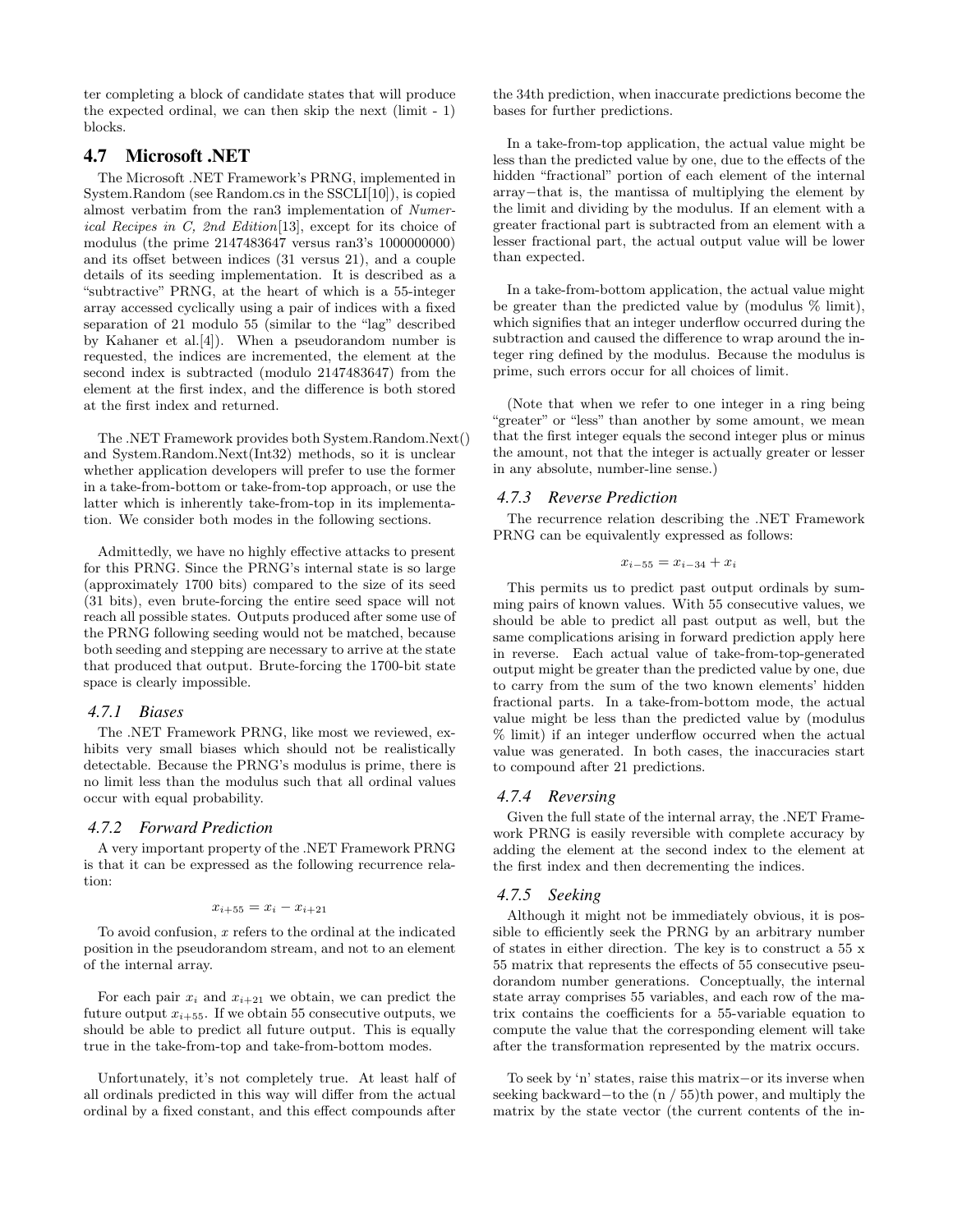ter completing a block of candidate states that will produce the expected ordinal, we can then skip the next (limit - 1) blocks.

## 4.7 Microsoft .NET

The Microsoft .NET Framework's PRNG, implemented in System.Random (see Random.cs in the SSCLI[10]), is copied almost verbatim from the ran3 implementation of *Numerical Recipes in C, 2nd Edition*[13], except for its choice of modulus (the prime 2147483647 versus ran3's 1000000000) and its offset between indices (31 versus 21), and a couple details of its seeding implementation. It is described as a "subtractive" PRNG, at the heart of which is a 55-integer array accessed cyclically using a pair of indices with a fixed separation of 21 modulo 55 (similar to the "lag" described by Kahaner et al.[4]). When a pseudorandom number is requested, the indices are incremented, the element at the second index is subtracted (modulo 2147483647) from the element at the first index, and the difference is both stored at the first index and returned.

The .NET Framework provides both System.Random.Next() and System.Random.Next(Int32) methods, so it is unclear whether application developers will prefer to use the former in a take-from-bottom or take-from-top approach, or use the latter which is inherently take-from-top in its implementation. We consider both modes in the following sections.

Admittedly, we have no highly effective attacks to present for this PRNG. Since the PRNG's internal state is so large (approximately 1700 bits) compared to the size of its seed (31 bits), even brute-forcing the entire seed space will not reach all possible states. Outputs produced after some use of the PRNG following seeding would not be matched, because both seeding and stepping are necessary to arrive at the state that produced that output. Brute-forcing the 1700-bit state space is clearly impossible.

### 4.7.1 Biases

The .NET Framework PRNG, like most we reviewed, exhibits very small biases which should not be realistically detectable. Because the PRNG's modulus is prime, there is no limit less than the modulus such that all ordinal values occur with equal probability.

### 4.7.2 Forward Prediction

A very important property of the .NET Framework PRNG is that it can be expressed as the following recurrence relation:

$$x_{i+55} = x_i - x_{i+21}$$

To avoid confusion, $x$ refers to the ordinal at the indicated position in the pseudorandom stream, and not to an element of the internal array.

For each pair $x_i$ and $x_{i+21}$ we obtain, we can predict the future output $x_{i+55}$. If we obtain 55 consecutive outputs, we should be able to predict all future output. This is equally true in the take-from-top and take-from-bottom modes.

Unfortunately, it's not completely true. At least half of all ordinals predicted in this way will differ from the actual ordinal by a fixed constant, and this effect compounds after the 34th prediction, when inaccurate predictions become the bases for further predictions.

In a take-from-top application, the actual value might be less than the predicted value by one, due to the effects of the hidden "fractional" portion of each element of the internal array—that is, the mantissa of multiplying the element by the limit and dividing by the modulus. If an element with a greater fractional part is subtracted from an element with a lesser fractional part, the actual output value will be lower than expected.

In a take-from-bottom application, the actual value might be greater than the predicted value by (modulus % limit), which signifies that an integer underflow occurred during the subtraction and caused the difference to wrap around the integer ring defined by the modulus. Because the modulus is prime, such errors occur for all choices of limit.

(Note that when we refer to one integer in a ring being "greater" or "less" than another by some amount, we mean that the first integer equals the second integer plus or minus the amount, not that the integer is actually greater or lesser in any absolute, number-line sense.)

### 4.7.3 Reverse Prediction

The recurrence relation describing the .NET Framework PRNG can be equivalently expressed as follows:

$$x_{i-55} = x_{i-34} + x_i$$

This permits us to predict past output ordinals by summing pairs of known values. With 55 consecutive values, we should be able to predict all past output as well, but the same complications arising in forward prediction apply here in reverse. Each actual value of take-from-top-generated output might be greater than the predicted value by one, due to carry from the sum of the two known elements' hidden fractional parts. In a take-from-bottom mode, the actual value might be less than the predicted value by (modulus % limit) if an integer underflow occurred when the actual value was generated. In both cases, the inaccuracies start to compound after 21 predictions.

### 4.7.4 Reversing

Given the full state of the internal array, the .NET Framework PRNG is easily reversible with complete accuracy by adding the element at the second index to the element at the first index and then decrementing the indices.

### 4.7.5 Seeking

Although it might not be immediately obvious, it is possible to efficiently seek the PRNG by an arbitrary number of states in either direction. The key is to construct a 55 x 55 matrix that represents the effects of 55 consecutive pseudorandom number generations. Conceptually, the internal state array comprises 55 variables, and each row of the matrix contains the coefficients for a 55-variable equation to compute the value that the corresponding element will take after the transformation represented by the matrix occurs.

To seek by 'n' states, raise this matrix—or its inverse when seeking backward—to the (n / 55)th power, and multiply the matrix by the state vector (the current contents of the in-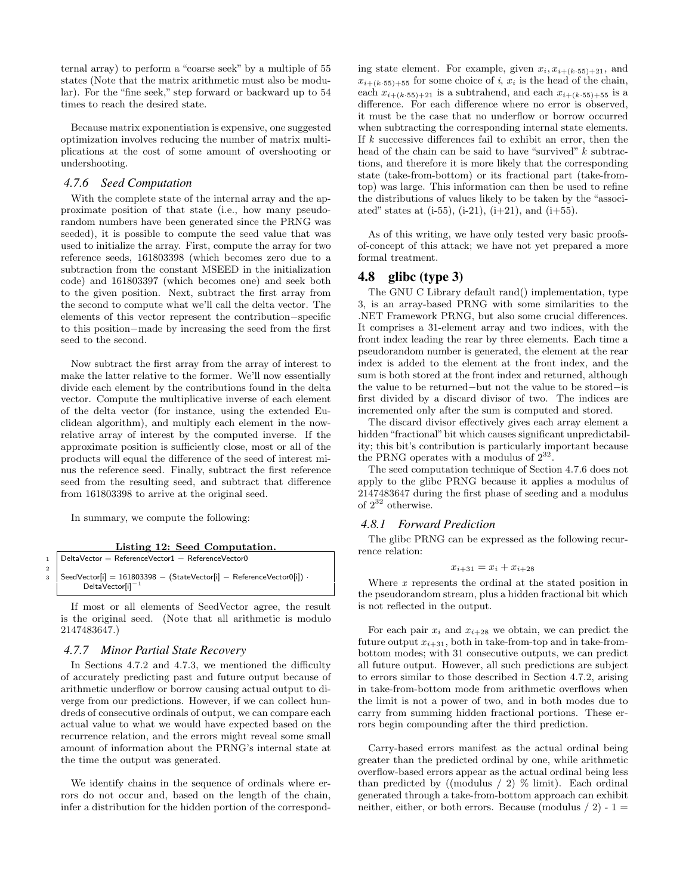ternal array) to perform a "coarse seek" by a multiple of 55 states (Note that the matrix arithmetic must also be modular). For the "fine seek," step forward or backward up to 54 times to reach the desired state.

Because matrix exponentiation is expensive, one suggested optimization involves reducing the number of matrix multiplications at the cost of some amount of overshooting or undershooting.

### 4.7.6 Seed Computation

With the complete state of the internal array and the approximate position of that state (i.e., how many pseudorandom numbers have been generated since the PRNG was seeded), it is possible to compute the seed value that was used to initialize the array. First, compute the array for two reference seeds, 161803398 (which becomes zero due to a subtraction from the constant MSEED in the initialization code) and 161803397 (which becomes one) and seek both to the given position. Next, subtract the first array from the second to compute what we'll call the delta vector. The elements of this vector represent the contribution−specific to this position−made by increasing the seed from the first seed to the second.

Now subtract the first array from the array of interest to make the latter relative to the former. We'll now essentially divide each element by the contributions found in the delta vector. Compute the multiplicative inverse of each element of the delta vector (for instance, using the extended Euclidean algorithm), and multiply each element in the now-relative array of interest by the computed inverse. If the approximate position is sufficiently close, most or all of the products will equal the difference of the seed of interest minus the reference seed. Finally, subtract the first reference seed from the resulting seed, and subtract that difference from 161803398 to arrive at the original seed.

In summary, we compute the following:

**Listing 12: Seed Computation.**

```
1  DeltaVector = ReferenceVector1 − ReferenceVector0
2
3  SeedVector[i] = 161803398 − (StateVector[i] − ReferenceVector0[i]) ·
       DeltaVector[i]^-1
```

If most or all elements of SeedVector agree, the result is the original seed. (Note that all arithmetic is modulo 2147483647.)

### 4.7.7 Minor Partial State Recovery

In Sections 4.7.2 and 4.7.3, we mentioned the difficulty of accurately predicting past and future output because of arithmetic underflow or borrow causing actual output to diverge from our predictions. However, if we can collect hundreds of consecutive ordinals of output, we can compare each actual value to what we would have expected based on the recurrence relation, and the errors might reveal some small amount of information about the PRNG's internal state at the time the output was generated.

We identify chains in the sequence of ordinals where errors do not occur and, based on the length of the chain, infer a distribution for the hidden portion of the corresponding state element. For example, given $x_i, x_{i+(k\cdot55)+21}$, and $x_{i+(k\cdot55)+55}$ for some choice of $i$, $x_i$ is the head of the chain, each $x_{i+(k\cdot55)+21}$ is a subtrahend, and each $x_{i+(k\cdot55)+55}$ is a difference. For each difference where no error is observed, it must be the case that no underflow or borrow occurred when subtracting the corresponding internal state elements. If $k$ successive differences fail to exhibit an error, then the head of the chain can be said to have "survived" $k$ subtractions, and therefore it is more likely that the corresponding state (take-from-bottom) or its fractional part (take-from-top) was large. This information can then be used to refine the distributions of values likely to be taken by the "associated" states at (i-55), (i-21), (i+21), and (i+55).

As of this writing, we have only tested very basic proofs-of-concept of this attack; we have not yet prepared a more formal treatment.

## 4.8 glibc (type 3)

The GNU C Library default rand() implementation, type 3, is an array-based PRNG with some similarities to the .NET Framework PRNG, but also some crucial differences. It comprises a 31-element array and two indices, with the front index leading the rear by three elements. Each time a pseudorandom number is generated, the element at the rear index is added to the element at the front index, and the sum is both stored at the front index and returned, although the value to be returned−but not the value to be stored−is first divided by a discard divisor of two. The indices are incremented only after the sum is computed and stored.

The discard divisor effectively gives each array element a hidden "fractional" bit which causes significant unpredictability; this bit's contribution is particularly important because the PRNG operates with a modulus of $2^{32}$.

The seed computation technique of Section 4.7.6 does not apply to the glibc PRNG because it applies a modulus of 2147483647 during the first phase of seeding and a modulus of $2^{32}$ otherwise.

### 4.8.1 Forward Prediction

The glibc PRNG can be expressed as the following recurrence relation:

$$x_{i+31} = x_i + x_{i+28}$$

Where $x$ represents the ordinal at the stated position in the pseudorandom stream, plus a hidden fractional bit which is not reflected in the output.

For each pair $x_i$ and $x_{i+28}$ we obtain, we can predict the future output $x_{i+31}$, both in take-from-top and in take-from-bottom modes; with 31 consecutive outputs, we can predict all future output. However, all such predictions are subject to errors similar to those described in Section 4.7.2, arising in take-from-bottom mode from arithmetic overflows when the limit is not a power of two, and in both modes due to carry from summing hidden fractional portions. These errors begin compounding after the third prediction.

Carry-based errors manifest as the actual ordinal being greater than the predicted ordinal by one, while arithmetic overflow-based errors appear as the actual ordinal being less than predicted by ((modulus / 2) % limit). Each ordinal generated through a take-from-bottom approach can exhibit neither, either, or both errors. Because (modulus / 2) - 1 =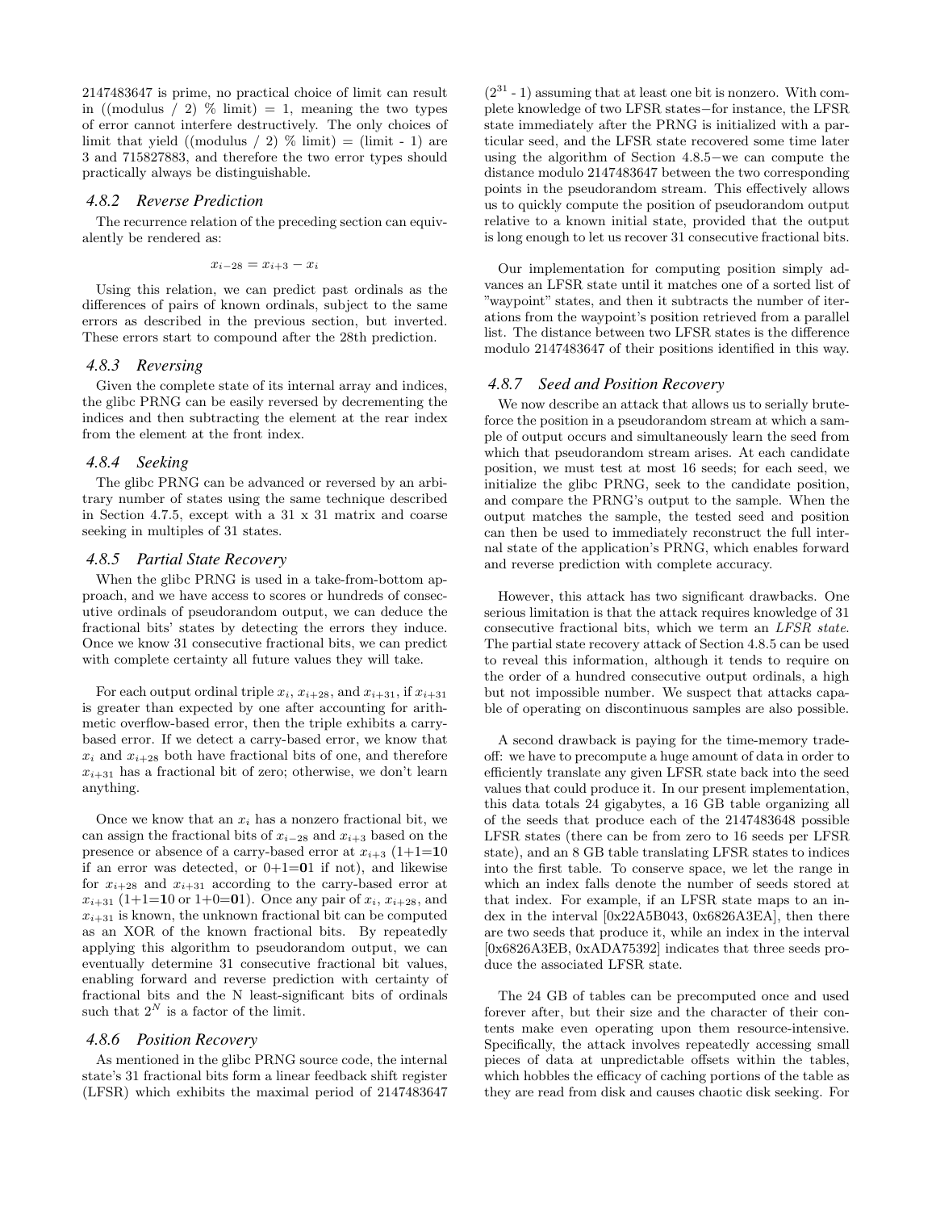2147483647 is prime, no practical choice of limit can result in ((modulus / 2) % limit) = 1, meaning the two types of error cannot interfere destructively. The only choices of limit that yield ((modulus / 2) % limit) = (limit - 1) are 3 and 715827883, and therefore the two error types should practically always be distinguishable.

### 4.8.2 Reverse Prediction

The recurrence relation of the preceding section can equivalently be rendered as:

$$x_{i-28} = x_{i+3} - x_i$$

Using this relation, we can predict past ordinals as the differences of pairs of known ordinals, subject to the same errors as described in the previous section, but inverted. These errors start to compound after the 28th prediction.

### 4.8.3 Reversing

Given the complete state of its internal array and indices, the glibc PRNG can be easily reversed by decrementing the indices and then subtracting the element at the rear index from the element at the front index.

### 4.8.4 Seeking

The glibc PRNG can be advanced or reversed by an arbitrary number of states using the same technique described in Section 4.7.5, except with a 31 x 31 matrix and coarse seeking in multiples of 31 states.

### 4.8.5 Partial State Recovery

When the glibc PRNG is used in a take-from-bottom approach, and we have access to scores or hundreds of consecutive ordinals of pseudorandom output, we can deduce the fractional bits' states by detecting the errors they induce. Once we know 31 consecutive fractional bits, we can predict with complete certainty all future values they will take.

For each output ordinal triple $x_i$, $x_{i+28}$, and $x_{i+31}$, if $x_{i+31}$ is greater than expected by one after accounting for arithmetic overflow-based error, then the triple exhibits a carry-based error. If we detect a carry-based error, we know that $x_i$ and $x_{i+28}$ both have fractional bits of one, and therefore $x_{i+31}$ has a fractional bit of zero; otherwise, we don't learn anything.

Once we know that an $x_i$ has a nonzero fractional bit, we can assign the fractional bits of $x_{i-28}$ and $x_{i+3}$ based on the presence or absence of a carry-based error at $x_{i+3}$ (1+1=**1**0 if an error was detected, or 0+1=**0**1 if not), and likewise for $x_{i+28}$ and $x_{i+31}$ according to the carry-based error at $x_{i+31}$ (1+1=**1**0 or 1+0=**0**1). Once any pair of $x_i$, $x_{i+28}$, and $x_{i+31}$ is known, the unknown fractional bit can be computed as an XOR of the known fractional bits. By repeatedly applying this algorithm to pseudorandom output, we can eventually determine 31 consecutive fractional bit values, enabling forward and reverse prediction with certainty of fractional bits and the N least-significant bits of ordinals such that $2^N$ is a factor of the limit.

### 4.8.6 Position Recovery

As mentioned in the glibc PRNG source code, the internal state's 31 fractional bits form a linear feedback shift register (LFSR) which exhibits the maximal period of 2147483647 ($2^{31}$ - 1) assuming that at least one bit is nonzero. With complete knowledge of two LFSR states—for instance, the LFSR state immediately after the PRNG is initialized with a particular seed, and the LFSR state recovered some time later using the algorithm of Section 4.8.5—we can compute the distance modulo 2147483647 between the two corresponding points in the pseudorandom stream. This effectively allows us to quickly compute the position of pseudorandom output relative to a known initial state, provided that the output is long enough to let us recover 31 consecutive fractional bits.

Our implementation for computing position simply advances an LFSR state until it matches one of a sorted list of "waypoint" states, and then it subtracts the number of iterations from the waypoint's position retrieved from a parallel list. The distance between two LFSR states is the difference modulo 2147483647 of their positions identified in this way.

### 4.8.7 Seed and Position Recovery

We now describe an attack that allows us to serially bruteforce the position in a pseudorandom stream at which a sample of output occurs and simultaneously learn the seed from which that pseudorandom stream arises. At each candidate position, we must test at most 16 seeds; for each seed, we initialize the glibc PRNG, seek to the candidate position, and compare the PRNG's output to the sample. When the output matches the sample, the tested seed and position can then be used to immediately reconstruct the full internal state of the application's PRNG, which enables forward and reverse prediction with complete accuracy.

However, this attack has two significant drawbacks. One serious limitation is that the attack requires knowledge of 31 consecutive fractional bits, which we term an *LFSR state*. The partial state recovery attack of Section 4.8.5 can be used to reveal this information, although it tends to require on the order of a hundred consecutive output ordinals, a high but not impossible number. We suspect that attacks capable of operating on discontinuous samples are also possible.

A second drawback is paying for the time-memory tradeoff: we have to precompute a huge amount of data in order to efficiently translate any given LFSR state back into the seed values that could produce it. In our present implementation, this data totals 24 gigabytes, a 16 GB table organizing all of the seeds that produce each of the 2147483648 possible LFSR states (there can be from zero to 16 seeds per LFSR state), and an 8 GB table translating LFSR states to indices into the first table. To conserve space, we let the range in which an index falls denote the number of seeds stored at that index. For example, if an LFSR state maps to an index in the interval [0x22A5B043, 0x6826A3EA], then there are two seeds that produce it, while an index in the interval [0x6826A3EB, 0xADA75392] indicates that three seeds produce the associated LFSR state.

The 24 GB of tables can be precomputed once and used forever after, but their size and the character of their contents make even operating upon them resource-intensive. Specifically, the attack involves repeatedly accessing small pieces of data at unpredictable offsets within the tables, which hobbles the efficacy of caching portions of the table as they are read from disk and causes chaotic disk seeking. For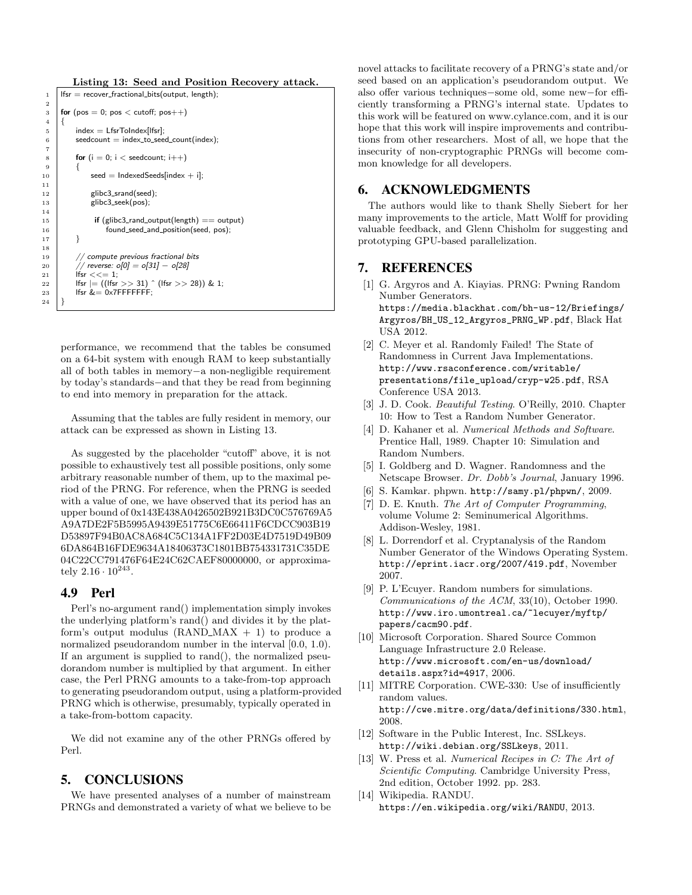**Listing 13: Seed and Position Recovery attack.**

```
lfsr = recover_fractional_bits(output, length);

for (pos = 0; pos < cutoff; pos++)
{
    index = LfsrToIndex[lfsr];
    seedcount = index_to_seed_count(index);

    for (i = 0; i < seedcount; i++)
    {
        seed = IndexedSeeds[index + i];

        glibc3_srand(seed);
        glibc3_seek(pos);

        if (glibc3_rand_output(length) == output)
            found_seed_and_position(seed, pos);
    }

    // compute previous fractional bits
    // reverse: o[0] = o[31] − o[28]
    lfsr <<= 1;
    lfsr |= ((lfsr >> 31) ^ (lfsr >> 28)) & 1;
    lfsr &= 0x7FFFFFFF;
}
```

performance, we recommend that the tables be consumed on a 64-bit system with enough RAM to keep substantially all of both tables in memory−a non-negligible requirement by today's standards−and that they be read from beginning to end into memory in preparation for the attack.

Assuming that the tables are fully resident in memory, our attack can be expressed as shown in Listing 13.

As suggested by the placeholder "cutoff" above, it is not possible to exhaustively test all possible positions, only some arbitrary reasonable number of them, up to the maximal period of the PRNG. For reference, when the PRNG is seeded with a value of one, we have observed that its period has an upper bound of 0x143E438A0426502B921B3DC0C576769A5A9A7DE2F5B5995A9439E51775C6E66411F6CDCC903B19D53897F94B0AC8A684C5C134A1FF2D03E4D7519D49B096DA864B16FDE9634A18406373C1801BB754331731C35DE04C22CC791476F64E24C62CAEF80000000, or approximately $2.16 \cdot 10^{243}$.

## 4.9 Perl

Perl's no-argument rand() implementation simply invokes the underlying platform's rand() and divides it by the platform's output modulus (RAND_MAX + 1) to produce a normalized pseudorandom number in the interval [0.0, 1.0). If an argument is supplied to rand(), the normalized pseudorandom number is multiplied by that argument. In either case, the Perl PRNG amounts to a take-from-top approach to generating pseudorandom output, using a platform-provided PRNG which is otherwise, presumably, typically operated in a take-from-bottom capacity.

We did not examine any of the other PRNGs offered by Perl.

# 5. CONCLUSIONS

We have presented analyses of a number of mainstream PRNGs and demonstrated a variety of what we believe to be novel attacks to facilitate recovery of a PRNG's state and/or seed based on an application's pseudorandom output. We also offer various techniques−some old, some new−for efficiently transforming a PRNG's internal state. Updates to this work will be featured on www.cylance.com, and it is our hope that this work will inspire improvements and contributions from other researchers. Most of all, we hope that the insecurity of non-cryptographic PRNGs will become common knowledge for all developers.

# 6. ACKNOWLEDGMENTS

The authors would like to thank Shelly Siebert for her many improvements to the article, Matt Wolff for providing valuable feedback, and Glenn Chisholm for suggesting and prototyping GPU-based parallelization.

# 7. REFERENCES

[1] G. Argyros and A. Kiayias. PRNG: Pwning Random Number Generators. https://media.blackhat.com/bh-us-12/Briefings/Argyros/BH_US_12_Argyros_PRNG_WP.pdf, Black Hat USA 2012.

[2] C. Meyer et al. Randomly Failed! The State of Randomness in Current Java Implementations. http://www.rsaconference.com/writable/presentations/file_upload/cryp-w25.pdf, RSA Conference USA 2013.

[3] J. D. Cook. *Beautiful Testing*. O'Reilly, 2010. Chapter 10: How to Test a Random Number Generator.

[4] D. Kahaner et al. *Numerical Methods and Software*. Prentice Hall, 1989. Chapter 10: Simulation and Random Numbers.

[5] I. Goldberg and D. Wagner. Randomness and the Netscape Browser. *Dr. Dobb's Journal*, January 1996.

[6] S. Kamkar. phpwn. http://samy.pl/phpwn/, 2009.

[7] D. E. Knuth. *The Art of Computer Programming*, volume Volume 2: Seminumerical Algorithms. Addison-Wesley, 1981.

[8] L. Dorrendorf et al. Cryptanalysis of the Random Number Generator of the Windows Operating System. http://eprint.iacr.org/2007/419.pdf, November 2007.

[9] P. L'Ecuyer. Random numbers for simulations. *Communications of the ACM*, 33(10), October 1990. http://www.iro.umontreal.ca/~lecuyer/myftp/papers/cacm90.pdf.

[10] Microsoft Corporation. Shared Source Common Language Infrastructure 2.0 Release. http://www.microsoft.com/en-us/download/details.aspx?id=4917, 2006.

[11] MITRE Corporation. CWE-330: Use of insufficiently random values. http://cwe.mitre.org/data/definitions/330.html, 2008.

[12] Software in the Public Interest, Inc. SSLkeys. http://wiki.debian.org/SSLkeys, 2011.

[13] W. Press et al. *Numerical Recipes in C: The Art of Scientific Computing*. Cambridge University Press, 2nd edition, October 1992. pp. 283.

[14] Wikipedia. RANDU. https://en.wikipedia.org/wiki/RANDU, 2013.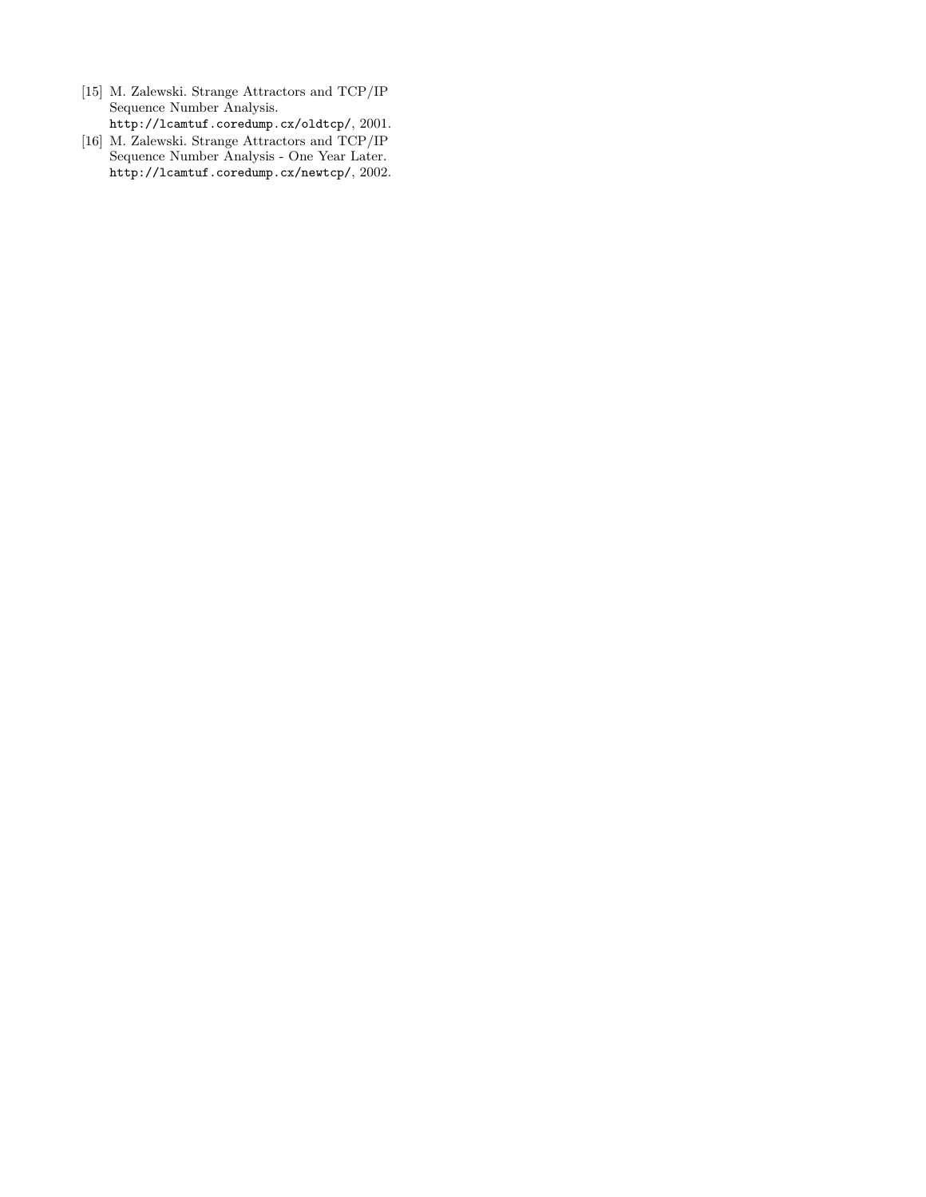[15] M. Zalewski. Strange Attractors and TCP/IP Sequence Number Analysis. `http://lcamtuf.coredump.cx/oldtcp/`, 2001.

[16] M. Zalewski. Strange Attractors and TCP/IP Sequence Number Analysis - One Year Later. `http://lcamtuf.coredump.cx/newtcp/`, 2002.